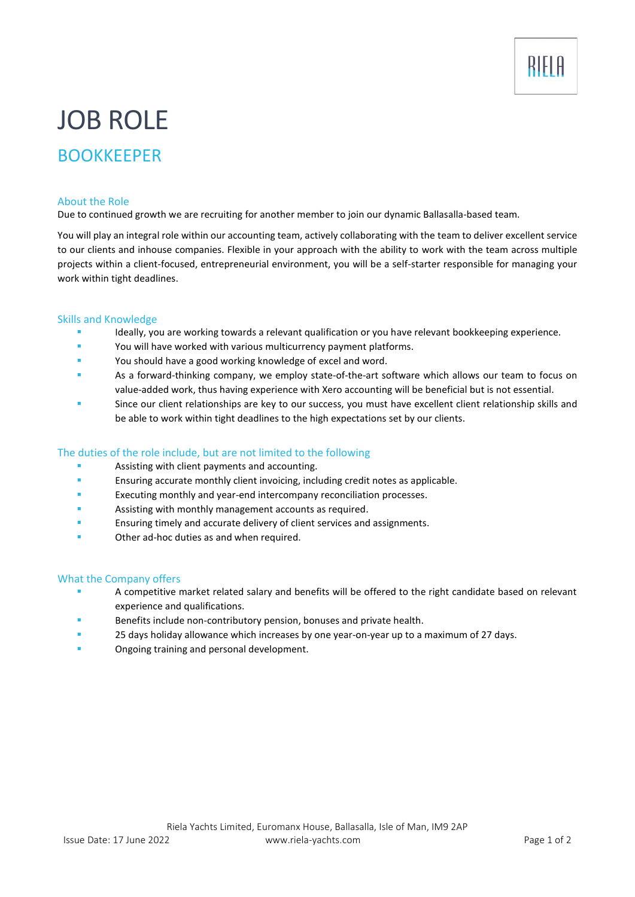# JOB ROLE

## BOOKKEEPER

### About the Role

Due to continued growth we are recruiting for another member to join our dynamic Ballasalla-based team.

You will play an integral role within our accounting team, actively collaborating with the team to deliver excellent service to our clients and inhouse companies. Flexible in your approach with the ability to work with the team across multiple projects within a client-focused, entrepreneurial environment, you will be a self-starter responsible for managing your work within tight deadlines.

### Skills and Knowledge

- Ideally, you are working towards a relevant qualification or you have relevant bookkeeping experience.
- You will have worked with various multicurrency payment platforms.
- You should have a good working knowledge of excel and word.
- As a forward-thinking company, we employ state-of-the-art software which allows our team to focus on value-added work, thus having experience with Xero accounting will be beneficial but is not essential.
- Since our client relationships are key to our success, you must have excellent client relationship skills and be able to work within tight deadlines to the high expectations set by our clients.

### The duties of the role include, but are not limited to the following

- Assisting with client payments and accounting.
- Ensuring accurate monthly client invoicing, including credit notes as applicable.
- Executing monthly and year-end intercompany reconciliation processes.
- Assisting with monthly management accounts as required.
- Ensuring timely and accurate delivery of client services and assignments.
- Other ad-hoc duties as and when required.

### What the Company offers

- A competitive market related salary and benefits will be offered to the right candidate based on relevant experience and qualifications.
- Benefits include non-contributory pension, bonuses and private health.
- 25 days holiday allowance which increases by one year-on-year up to a maximum of 27 days.
- Ongoing training and personal development.

Riela Yachts Limited, Euromanx House, Ballasalla, Isle of Man, IM9 2AP

Issue Date: 17 June 2022 www.riela-yachts.com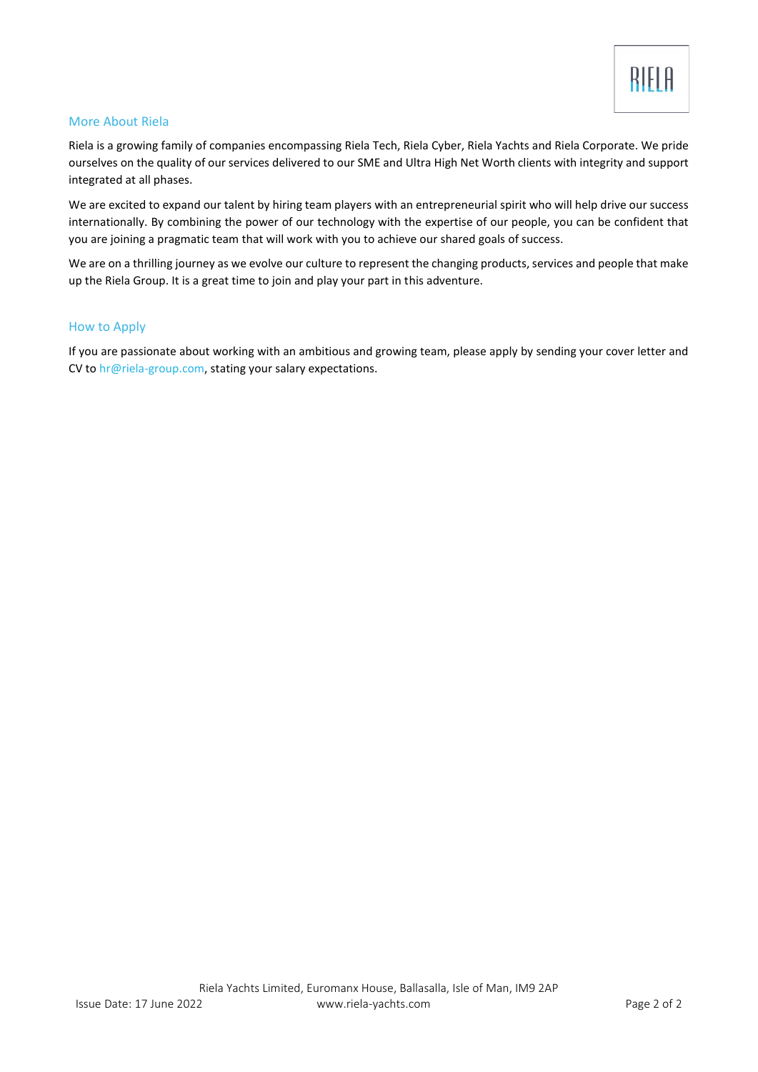## More About Riela

Riela is a growing family of companies encompassing Riela Tech, Riela Cyber, Riela Yachts and Riela Corporate. We pride ourselves on the quality of our services delivered to our SME and Ultra High Net Worth clients with integrity and support integrated at all phases.

We are excited to expand our talent by hiring team players with an entrepreneurial spirit who will help drive our success internationally. By combining the power of our technology with the expertise of our people, you can be confident that you are joining a pragmatic team that will work with you to achieve our shared goals of success.

We are on a thrilling journey as we evolve our culture to represent the changing products, services and people that make up the Riela Group. It is a great time to join and play your part in this adventure.

## How to Apply

If you are passionate about working with an ambitious and growing team, please apply by sending your cover letter and CV to hr@riela-group.com, stating your salary expectations.